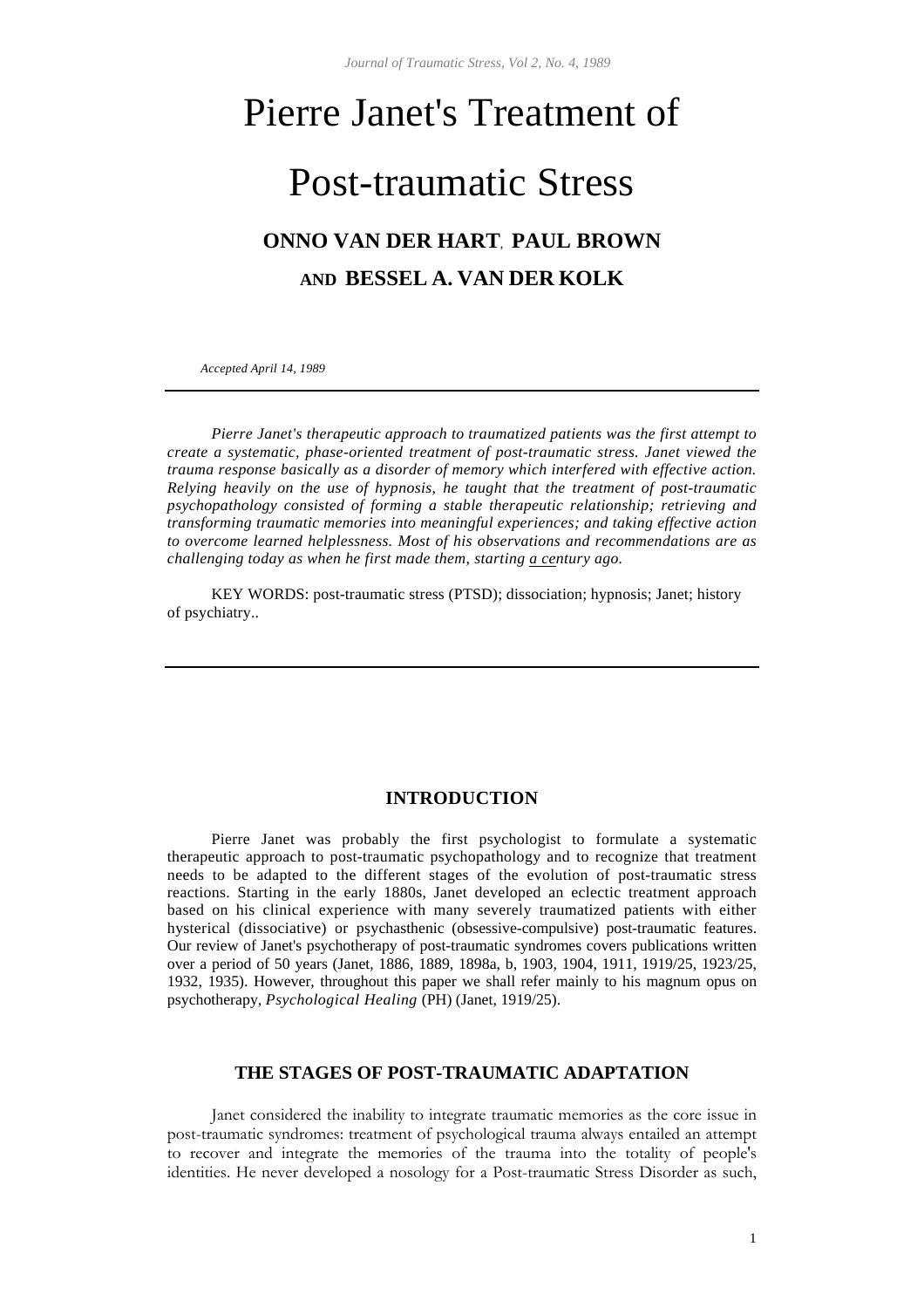# Pierre Janet's Treatment of Post-traumatic Stress

**ONNO VAN DER HART, PAUL BROWN AND BESSEL A. VAN DER KOLK**

*Accepted April 14, 1989*

*Pierre Janet's therapeutic approach to traumatized patients was the first attempt to create a systematic, phase-oriented treatment of post-traumatic stress. Janet viewed the trauma response basically as a disorder of memory which interfered with effective action. Relying heavily on the use of hypnosis, he taught that the treatment of post-traumatic psychopathology consisted of forming a stable therapeutic relationship; retrieving and transforming traumatic memories into meaningful experiences; and taking effective action to overcome learned helplessness. Most of his observations and recommendations are as challenging today as when he first made them, starting a century ago.*

KEY WORDS: post-traumatic stress (PTSD); dissociation; hypnosis; Janet; history of psychiatry..

## INTRODUCTION

Pierre Janet was probably the first psychologist to formulate a systematic therapeutic approach to post-traumatic psychopathology and to recognize that treatment needs to be adapted to the different stages of the evolution of post-traumatic stress reactions. Starting in the early 1880s, Janet developed an eclectic treatment approach based on his clinical experience with many severely traumatized patients with either hysterical (dissociative) or psychasthenic (obsessive-compulsive) post-traumatic features. Our review of Janet's psychotherapy of post-traumatic syndromes covers publications written over a period of 50 years (Janet, 1886, 1889, 1898a, b, 1903, 1904, 1911, 1919/25, 1923/25, 1932, 1935). However, throughout this paper we shall refer mainly to his magnum opus on psychotherapy, *Psychological Healing* (PH) (Janet, 1919/25).

## THE STAGES OF POST-TRAUMATIC ADAPTATION

Janet considered the inability to integrate traumatic memories as the core issue in post-traumatic syndromes: treatment of psychological trauma always entailed an attempt to recover and integrate the memories of the trauma into the totality of people's identities. He never developed a nosology for a Post-traumatic Stress Disorder as such,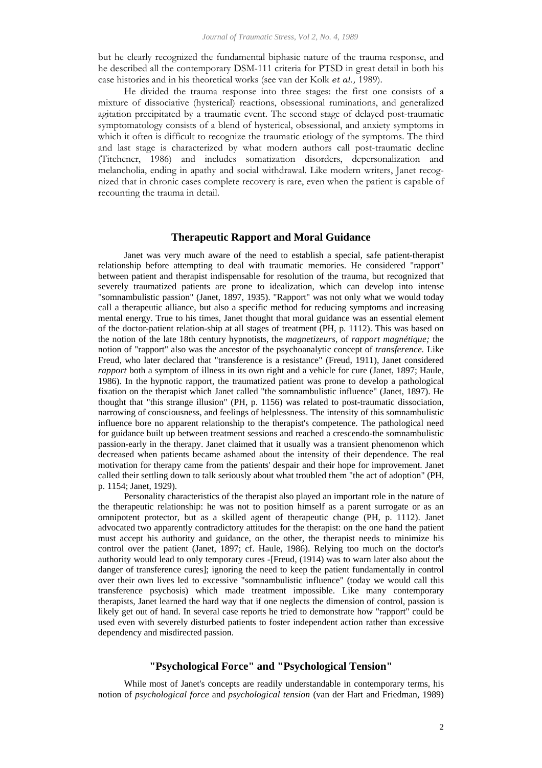but he clearly recognized the fundamental biphasic nature of the trauma response, and he described all the contemporary DSM-111 criteria for PTSD in great detail in both his case histories and in his theoretical works (see van der Kolk *et al.,* 1989).

He divided the trauma response into three stages: the first one consists of a mixture of dissociative (hysterical) reactions, obsessional ruminations, and generalized agitation precipitated by a traumatic event. The second stage of delayed post-traumatic symptomatology consists of a blend of hysterical, obsessional, and anxiety symptoms in which it often is difficult to recognize the traumatic etiology of the symptoms. The third and last stage is characterized by what modern authors call post-traumatic decline (Titchener, 1986) and includes somatization disorders, depersonalization and melancholia, ending in apathy and social withdrawal. Like modern writers, Janet recognized that in chronic cases complete recovery is rare, even when the patient is capable of recounting the trauma in detail.

## Therapeutic Rapport and Moral Guidance

Janet was very much aware of the need to establish a special, safe patient-therapist relationship before attempting to deal with traumatic memories. He considered "rapport" between patient and therapist indispensable for resolution of the trauma, but recognized that severely traumatized patients are prone to idealization, which can develop into intense "somnambulistic passion" (Janet, 1897, 1935). "Rapport" was not only what we would today call a therapeutic alliance, but also a specific method for reducing symptoms and increasing mental energy. True to his times, Janet thought that moral guidance was an essential element of the doctor-patient relation-ship at all stages of treatment (PH, p. 1112). This was based on the notion of the late 18th century hypnotists, the *magnetizeurs,* of *rapport magnétique;* the notion of "rapport" also was the ancestor of the psychoanalytic concept of *transference.* Like Freud, who later declared that "transference is a resistance" (Freud, 1911), Janet considered *rapport* both a symptom of illness in its own right and a vehicle for cure (Janet, 1897; Haule, 1986). In the hypnotic rapport, the traumatized patient was prone to develop a pathological fixation on the therapist which Janet called "the somnambulistic influence" (Janet, 1897). He thought that "this strange illusion" (PH, p. 1156) was related to post-traumatic dissociation, narrowing of consciousness, and feelings of helplessness. The intensity of this somnambulistic influence bore no apparent relationship to the therapist's competence. The pathological need for guidance built up between treatment sessions and reached a crescendo-the somnambulistic passion-early in the therapy. Janet claimed that it usually was a transient phenomenon which decreased when patients became ashamed about the intensity of their dependence. The real motivation for therapy came from the patients' despair and their hope for improvement. Janet called their settling down to talk seriously about what troubled them "the act of adoption" (PH, p. 1154; Janet, 1929).

Personality characteristics of the therapist also played an important role in the nature of the therapeutic relationship: he was not to position himself as a parent surrogate or as an omnipotent protector, but as a skilled agent of therapeutic change (PH, p. 1112). Janet advocated two apparently contradictory attitudes for the therapist: on the one hand the patient must accept his authority and guidance, on the other, the therapist needs to minimize his control over the patient (Janet, 1897; cf. Haule, 1986). Relying too much on the doctor's authority would lead to only temporary cures -[Freud, (1914) was to warn later also about the danger of transference cures]; ignoring the need to keep the patient fundamentally in control over their own lives led to excessive "somnambulistic influence" (today we would call this transference psychosis) which made treatment impossible. Like many contemporary therapists, Janet learned the hard way that if one neglects the dimension of control, passion is likely get out of hand. In several case reports he tried to demonstrate how "rapport" could be used even with severely disturbed patients to foster independent action rather than excessive dependency and misdirected passion.

## "Psychological Force" and "Psychological Tension"

While most of Janet's concepts are readily understandable in contemporary terms, his notion of *psychological force* and *psychological tension* (van der Hart and Friedman, 1989)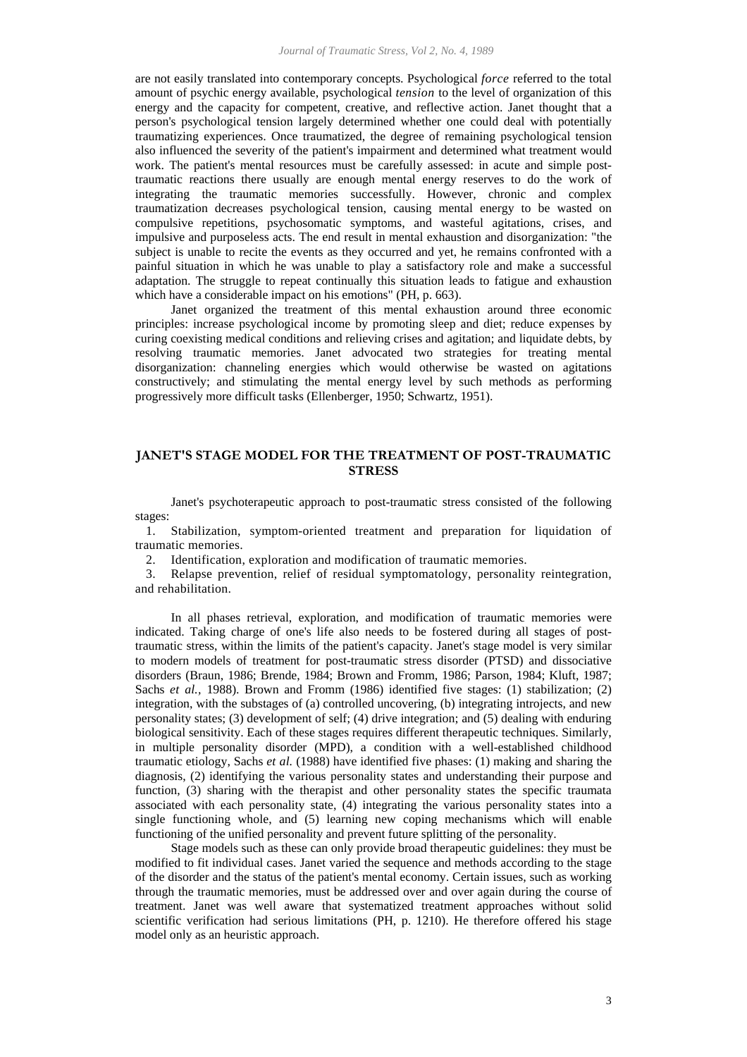are not easily translated into contemporary concepts. Psychological *force* referred to the total amount of psychic energy available, psychological *tension* to the level of organization of this energy and the capacity for competent, creative, and reflective action. Janet thought that a person's psychological tension largely determined whether one could deal with potentially traumatizing experiences. Once traumatized, the degree of remaining psychological tension also influenced the severity of the patient's impairment and determined what treatment would work. The patient's mental resources must be carefully assessed: in acute and simple post-traumatic reactions there usually are enough mental energy reserves to do the work of integrating the traumatic memories successfully. However, chronic and complex traumatization decreases psychological tension, causing mental energy to be wasted on compulsive repetitions, psychosomatic symptoms, and wasteful agitations, crises, and impulsive and purposeless acts. The end result in mental exhaustion and disorganization: "the subject is unable to recite the events as they occurred and yet, he remains confronted with a painful situation in which he was unable to play a satisfactory role and make a successful adaptation. The struggle to repeat continually this situation leads to fatigue and exhaustion which have a considerable impact on his emotions" (PH, p. 663).

Janet organized the treatment of this mental exhaustion around three economic principles: increase psychological income by promoting sleep and diet; reduce expenses by curing coexisting medical conditions and relieving crises and agitation; and liquidate debts, by resolving traumatic memories. Janet advocated two strategies for treating mental disorganization: channeling energies which would otherwise be wasted on agitations constructively; and stimulating the mental energy level by such methods as performing progressively more difficult tasks (Ellenberger, 1950; Schwartz, 1951).

## JANET'S STAGE MODEL FOR THE TREATMENT OF POST-TRAUMATIC STRESS

Janet's psychoterapeutic approach to post-traumatic stress consisted of the following stages:

1. Stabilization, symptom-oriented treatment and preparation for liquidation of traumatic memories.
2. Identification, exploration and modification of traumatic memories.
3. Relapse prevention, relief of residual symptomatology, personality reintegration, and rehabilitation.

In all phases retrieval, exploration, and modification of traumatic memories were indicated. Taking charge of one's life also needs to be fostered during all stages of post-traumatic stress, within the limits of the patient's capacity. Janet's stage model is very similar to modern models of treatment for post-traumatic stress disorder (PTSD) and dissociative disorders (Braun, 1986; Brende, 1984; Brown and Fromm, 1986; Parson, 1984; Kluft, 1987; Sachs *et al.,* 1988). Brown and Fromm (1986) identified five stages: (1) stabilization; (2) integration, with the substages of (a) controlled uncovering, (b) integrating introjects, and new personality states; (3) development of self; (4) drive integration; and (5) dealing with enduring biological sensitivity. Each of these stages requires different therapeutic techniques. Similarly, in multiple personality disorder (MPD), a condition with a well-established childhood traumatic etiology, Sachs *et al.* (1988) have identified five phases: (1) making and sharing the diagnosis, (2) identifying the various personality states and understanding their purpose and function, (3) sharing with the therapist and other personality states the specific traumata associated with each personality state, (4) integrating the various personality states into a single functioning whole, and (5) learning new coping mechanisms which will enable functioning of the unified personality and prevent future splitting of the personality.

Stage models such as these can only provide broad therapeutic guidelines: they must be modified to fit individual cases. Janet varied the sequence and methods according to the stage of the disorder and the status of the patient's mental economy. Certain issues, such as working through the traumatic memories, must be addressed over and over again during the course of treatment. Janet was well aware that systematized treatment approaches without solid scientific verification had serious limitations (PH, p. 1210). He therefore offered his stage model only as an heuristic approach.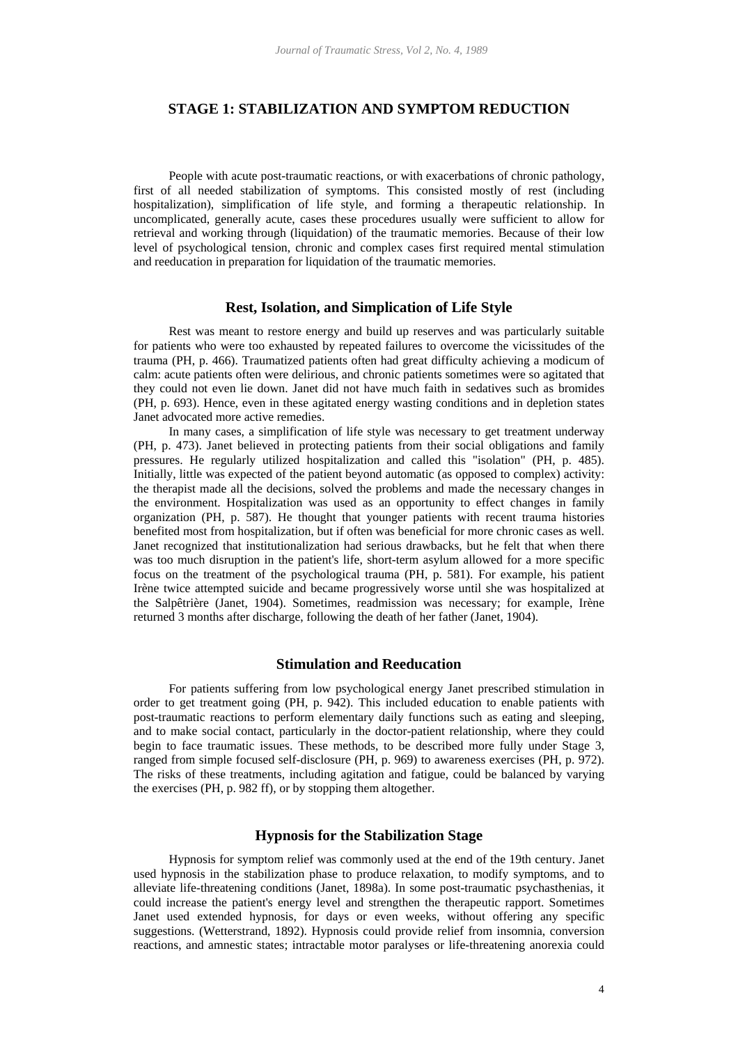## STAGE 1: STABILIZATION AND SYMPTOM REDUCTION

People with acute post-traumatic reactions, or with exacerbations of chronic pathology, first of all needed stabilization of symptoms. This consisted mostly of rest (including hospitalization), simplification of life style, and forming a therapeutic relationship. In uncomplicated, generally acute, cases these procedures usually were sufficient to allow for retrieval and working through (liquidation) of the traumatic memories. Because of their low level of psychological tension, chronic and complex cases first required mental stimulation and reeducation in preparation for liquidation of the traumatic memories.

### Rest, Isolation, and Simplication of Life Style

Rest was meant to restore energy and build up reserves and was particularly suitable for patients who were too exhausted by repeated failures to overcome the vicissitudes of the trauma (PH, p. 466). Traumatized patients often had great difficulty achieving a modicum of calm: acute patients often were delirious, and chronic patients sometimes were so agitated that they could not even lie down. Janet did not have much faith in sedatives such as bromides (PH, p. 693). Hence, even in these agitated energy wasting conditions and in depletion states Janet advocated more active remedies.

In many cases, a simplification of life style was necessary to get treatment underway (PH, p. 473). Janet believed in protecting patients from their social obligations and family pressures. He regularly utilized hospitalization and called this "isolation" (PH, p. 485). Initially, little was expected of the patient beyond automatic (as opposed to complex) activity: the therapist made all the decisions, solved the problems and made the necessary changes in the environment. Hospitalization was used as an opportunity to effect changes in family organization (PH, p. 587). He thought that younger patients with recent trauma histories benefited most from hospitalization, but if often was beneficial for more chronic cases as well. Janet recognized that institutionalization had serious drawbacks, but he felt that when there was too much disruption in the patient's life, short-term asylum allowed for a more specific focus on the treatment of the psychological trauma (PH, p. 581). For example, his patient Irène twice attempted suicide and became progressively worse until she was hospitalized at the Salpêtrière (Janet, 1904). Sometimes, readmission was necessary; for example, Irène returned 3 months after discharge, following the death of her father (Janet, 1904).

### Stimulation and Reeducation

For patients suffering from low psychological energy Janet prescribed stimulation in order to get treatment going (PH, p. 942). This included education to enable patients with post-traumatic reactions to perform elementary daily functions such as eating and sleeping, and to make social contact, particularly in the doctor-patient relationship, where they could begin to face traumatic issues. These methods, to be described more fully under Stage 3, ranged from simple focused self-disclosure (PH, p. 969) to awareness exercises (PH, p. 972). The risks of these treatments, including agitation and fatigue, could be balanced by varying the exercises (PH, p. 982 ff), or by stopping them altogether.

### Hypnosis for the Stabilization Stage

Hypnosis for symptom relief was commonly used at the end of the 19th century. Janet used hypnosis in the stabilization phase to produce relaxation, to modify symptoms, and to alleviate life-threatening conditions (Janet, 1898a). In some post-traumatic psychasthenias, it could increase the patient's energy level and strengthen the therapeutic rapport. Sometimes Janet used extended hypnosis, for days or even weeks, without offering any specific suggestions. (Wetterstrand, 1892). Hypnosis could provide relief from insomnia, conversion reactions, and amnestic states; intractable motor paralyses or life-threatening anorexia could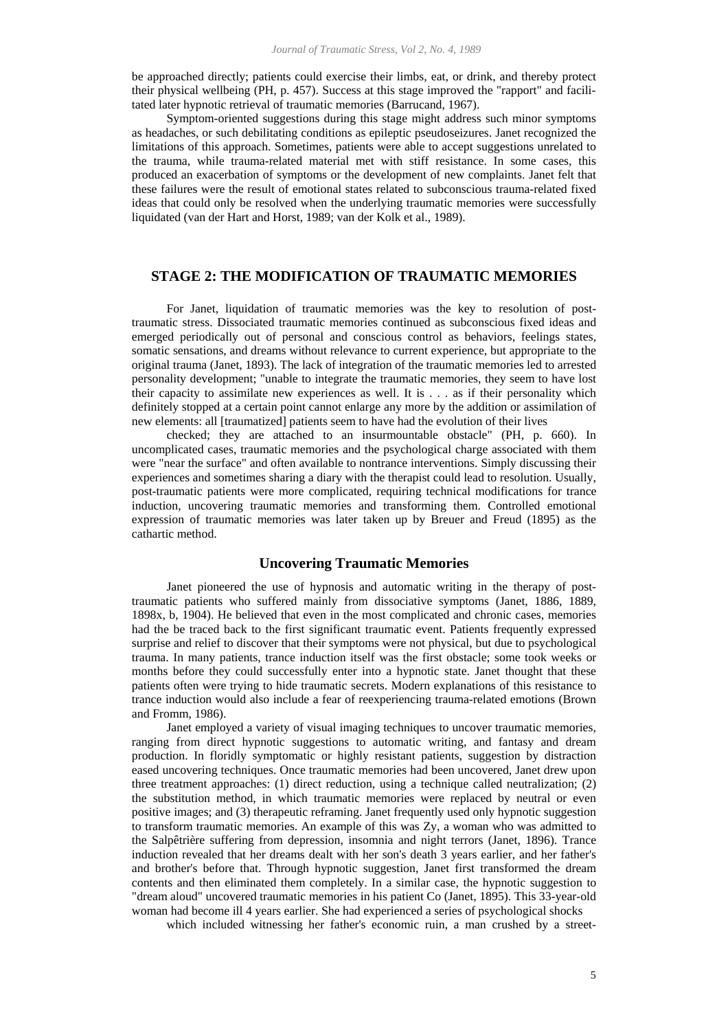be approached directly; patients could exercise their limbs, eat, or drink, and thereby protect their physical wellbeing (PH, p. 457). Success at this stage improved the "rapport" and facilitated later hypnotic retrieval of traumatic memories (Barrucand, 1967).

Symptom-oriented suggestions during this stage might address such minor symptoms as headaches, or such debilitating conditions as epileptic pseudoseizures. Janet recognized the limitations of this approach. Sometimes, patients were able to accept suggestions unrelated to the trauma, while trauma-related material met with stiff resistance. In some cases, this produced an exacerbation of symptoms or the development of new complaints. Janet felt that these failures were the result of emotional states related to subconscious trauma-related fixed ideas that could only be resolved when the underlying traumatic memories were successfully liquidated (van der Hart and Horst, 1989; van der Kolk et al., 1989).

## STAGE 2: THE MODIFICATION OF TRAUMATIC MEMORIES

For Janet, liquidation of traumatic memories was the key to resolution of post-traumatic stress. Dissociated traumatic memories continued as subconscious fixed ideas and emerged periodically out of personal and conscious control as behaviors, feelings states, somatic sensations, and dreams without relevance to current experience, but appropriate to the original trauma (Janet, 1893). The lack of integration of the traumatic memories led to arrested personality development; "unable to integrate the traumatic memories, they seem to have lost their capacity to assimilate new experiences as well. It is . . . as if their personality which definitely stopped at a certain point cannot enlarge any more by the addition or assimilation of new elements: all [traumatized] patients seem to have had the evolution of their lives checked; they are attached to an insurmountable obstacle" (PH, p. 660). In uncomplicated cases, traumatic memories and the psychological charge associated with them were "near the surface" and often available to nontrance interventions. Simply discussing their experiences and sometimes sharing a diary with the therapist could lead to resolution. Usually, post-traumatic patients were more complicated, requiring technical modifications for trance induction, uncovering traumatic memories and transforming them. Controlled emotional expression of traumatic memories was later taken up by Breuer and Freud (1895) as the cathartic method.

### Uncovering Traumatic Memories

Janet pioneered the use of hypnosis and automatic writing in the therapy of post-traumatic patients who suffered mainly from dissociative symptoms (Janet, 1886, 1889, 1898x, b, 1904). He believed that even in the most complicated and chronic cases, memories had the be traced back to the first significant traumatic event. Patients frequently expressed surprise and relief to discover that their symptoms were not physical, but due to psychological trauma. In many patients, trance induction itself was the first obstacle; some took weeks or months before they could successfully enter into a hypnotic state. Janet thought that these patients often were trying to hide traumatic secrets. Modern explanations of this resistance to trance induction would also include a fear of reexperiencing trauma-related emotions (Brown and Fromm, 1986).

Janet employed a variety of visual imaging techniques to uncover traumatic memories, ranging from direct hypnotic suggestions to automatic writing, and fantasy and dream production. In floridly symptomatic or highly resistant patients, suggestion by distraction eased uncovering techniques. Once traumatic memories had been uncovered, Janet drew upon three treatment approaches: (1) direct reduction, using a technique called neutralization; (2) the substitution method, in which traumatic memories were replaced by neutral or even positive images; and (3) therapeutic reframing. Janet frequently used only hypnotic suggestion to transform traumatic memories. An example of this was Zy, a woman who was admitted to the Salpêtrière suffering from depression, insomnia and night terrors (Janet, 1896). Trance induction revealed that her dreams dealt with her son's death 3 years earlier, and her father's and brother's before that. Through hypnotic suggestion, Janet first transformed the dream contents and then eliminated them completely. In a similar case, the hypnotic suggestion to "dream aloud" uncovered traumatic memories in his patient Co (Janet, 1895). This 33-year-old woman had become ill 4 years earlier. She had experienced a series of psychological shocks which included witnessing her father's economic ruin, a man crushed by a street-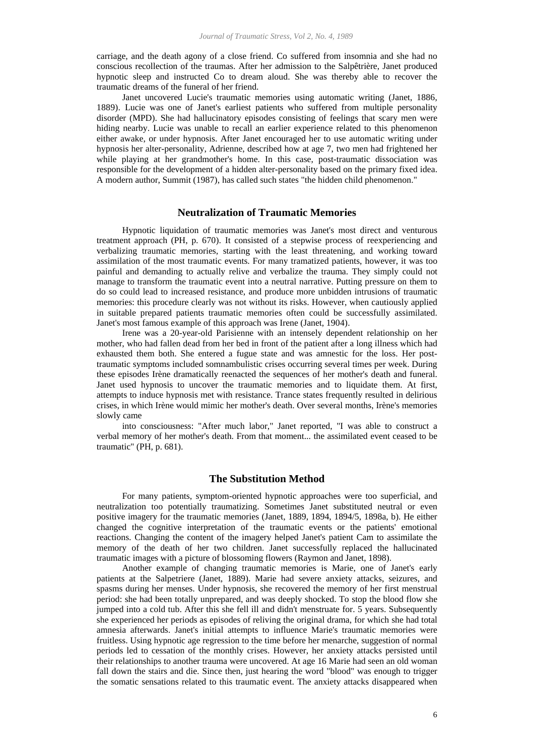carriage, and the death agony of a close friend. Co suffered from insomnia and she had no conscious recollection of the traumas. After her admission to the Salpêtrière, Janet produced hypnotic sleep and instructed Co to dream aloud. She was thereby able to recover the traumatic dreams of the funeral of her friend.

Janet uncovered Lucie's traumatic memories using automatic writing (Janet, 1886, 1889). Lucie was one of Janet's earliest patients who suffered from multiple personality disorder (MPD). She had hallucinatory episodes consisting of feelings that scary men were hiding nearby. Lucie was unable to recall an earlier experience related to this phenomenon either awake, or under hypnosis. After Janet encouraged her to use automatic writing under hypnosis her alter-personality, Adrienne, described how at age 7, two men had frightened her while playing at her grandmother's home. In this case, post-traumatic dissociation was responsible for the development of a hidden alter-personality based on the primary fixed idea. A modern author, Summit (1987), has called such states "the hidden child phenomenon."

## Neutralization of Traumatic Memories

Hypnotic liquidation of traumatic memories was Janet's most direct and venturous treatment approach (PH, p. 670). It consisted of a stepwise process of reexperiencing and verbalizing traumatic memories, starting with the least threatening, and working toward assimilation of the most traumatic events. For many tramatized patients, however, it was too painful and demanding to actually relive and verbalize the trauma. They simply could not manage to transform the traumatic event into a neutral narrative. Putting pressure on them to do so could lead to increased resistance, and produce more unbidden intrusions of traumatic memories: this procedure clearly was not without its risks. However, when cautiously applied in suitable prepared patients traumatic memories often could be successfully assimilated. Janet's most famous example of this approach was Irene (Janet, 1904).

Irene was a 20-year-old Parisienne with an intensely dependent relationship on her mother, who had fallen dead from her bed in front of the patient after a long illness which had exhausted them both. She entered a fugue state and was amnestic for the loss. Her post-traumatic symptoms included somnambulistic crises occurring several times per week. During these episodes Irène dramatically reenacted the sequences of her mother's death and funeral. Janet used hypnosis to uncover the traumatic memories and to liquidate them. At first, attempts to induce hypnosis met with resistance. Trance states frequently resulted in delirious crises, in which Irène would mimic her mother's death. Over several months, Irène's memories slowly came

into consciousness: "After much labor," Janet reported, "I was able to construct a verbal memory of her mother's death. From that moment... the assimilated event ceased to be traumatic" (PH, p. 681).

## The Substitution Method

For many patients, symptom-oriented hypnotic approaches were too superficial, and neutralization too potentially traumatizing. Sometimes Janet substituted neutral or even positive imagery for the traumatic memories (Janet, 1889, 1894, 1894/5, 1898a, b). He either changed the cognitive interpretation of the traumatic events or the patients' emotional reactions. Changing the content of the imagery helped Janet's patient Cam to assimilate the memory of the death of her two children. Janet successfully replaced the hallucinated traumatic images with a picture of blossoming flowers (Raymon and Janet, 1898).

Another example of changing traumatic memories is Marie, one of Janet's early patients at the Salpetriere (Janet, 1889). Marie had severe anxiety attacks, seizures, and spasms during her menses. Under hypnosis, she recovered the memory of her first menstrual period: she had been totally unprepared, and was deeply shocked. To stop the blood flow she jumped into a cold tub. After this she fell ill and didn't menstruate for. 5 years. Subsequently she experienced her periods as episodes of reliving the original drama, for which she had total amnesia afterwards. Janet's initial attempts to influence Marie's traumatic memories were fruitless. Using hypnotic age regression to the time before her menarche, suggestion of normal periods led to cessation of the monthly crises. However, her anxiety attacks persisted until their relationships to another trauma were uncovered. At age 16 Marie had seen an old woman fall down the stairs and die. Since then, just hearing the word "blood" was enough to trigger the somatic sensations related to this traumatic event. The anxiety attacks disappeared when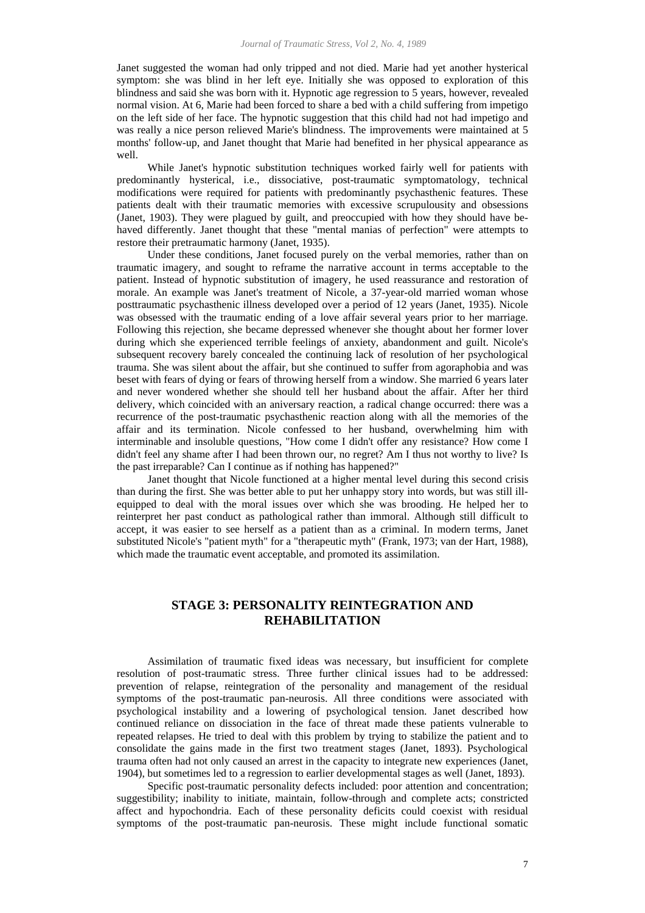Janet suggested the woman had only tripped and not died. Marie had yet another hysterical symptom: she was blind in her left eye. Initially she was opposed to exploration of this blindness and said she was born with it. Hypnotic age regression to 5 years, however, revealed normal vision. At 6, Marie had been forced to share a bed with a child suffering from impetigo on the left side of her face. The hypnotic suggestion that this child had not had impetigo and was really a nice person relieved Marie's blindness. The improvements were maintained at 5 months' follow-up, and Janet thought that Marie had benefited in her physical appearance as well.

While Janet's hypnotic substitution techniques worked fairly well for patients with predominantly hysterical, i.e., dissociative, post-traumatic symptomatology, technical modifications were required for patients with predominantly psychasthenic features. These patients dealt with their traumatic memories with excessive scrupulousity and obsessions (Janet, 1903). They were plagued by guilt, and preoccupied with how they should have behaved differently. Janet thought that these "mental manias of perfection" were attempts to restore their pretraumatic harmony (Janet, 1935).

Under these conditions, Janet focused purely on the verbal memories, rather than on traumatic imagery, and sought to reframe the narrative account in terms acceptable to the patient. Instead of hypnotic substitution of imagery, he used reassurance and restoration of morale. An example was Janet's treatment of Nicole, a 37-year-old married woman whose posttraumatic psychasthenic illness developed over a period of 12 years (Janet, 1935). Nicole was obsessed with the traumatic ending of a love affair several years prior to her marriage. Following this rejection, she became depressed whenever she thought about her former lover during which she experienced terrible feelings of anxiety, abandonment and guilt. Nicole's subsequent recovery barely concealed the continuing lack of resolution of her psychological trauma. She was silent about the affair, but she continued to suffer from agoraphobia and was beset with fears of dying or fears of throwing herself from a window. She married 6 years later and never wondered whether she should tell her husband about the affair. After her third delivery, which coincided with an aniversary reaction, a radical change occurred: there was a recurrence of the post-traumatic psychasthenic reaction along with all the memories of the affair and its termination. Nicole confessed to her husband, overwhelming him with interminable and insoluble questions, "How come I didn't offer any resistance? How come I didn't feel any shame after I had been thrown our, no regret? Am I thus not worthy to live? Is the past irreparable? Can I continue as if nothing has happened?"

Janet thought that Nicole functioned at a higher mental level during this second crisis than during the first. She was better able to put her unhappy story into words, but was still ill-equipped to deal with the moral issues over which she was brooding. He helped her to reinterpret her past conduct as pathological rather than immoral. Although still difficult to accept, it was easier to see herself as a patient than as a criminal. In modern terms, Janet substituted Nicole's "patient myth" for a "therapeutic myth" (Frank, 1973; van der Hart, 1988), which made the traumatic event acceptable, and promoted its assimilation.

## STAGE 3: PERSONALITY REINTEGRATION AND REHABILITATION

Assimilation of traumatic fixed ideas was necessary, but insufficient for complete resolution of post-traumatic stress. Three further clinical issues had to be addressed: prevention of relapse, reintegration of the personality and management of the residual symptoms of the post-traumatic pan-neurosis. All three conditions were associated with psychological instability and a lowering of psychological tension. Janet described how continued reliance on dissociation in the face of threat made these patients vulnerable to repeated relapses. He tried to deal with this problem by trying to stabilize the patient and to consolidate the gains made in the first two treatment stages (Janet, 1893). Psychological trauma often had not only caused an arrest in the capacity to integrate new experiences (Janet, 1904), but sometimes led to a regression to earlier developmental stages as well (Janet, 1893).

Specific post-traumatic personality defects included: poor attention and concentration; suggestibility; inability to initiate, maintain, follow-through and complete acts; constricted affect and hypochondria. Each of these personality deficits could coexist with residual symptoms of the post-traumatic pan-neurosis. These might include functional somatic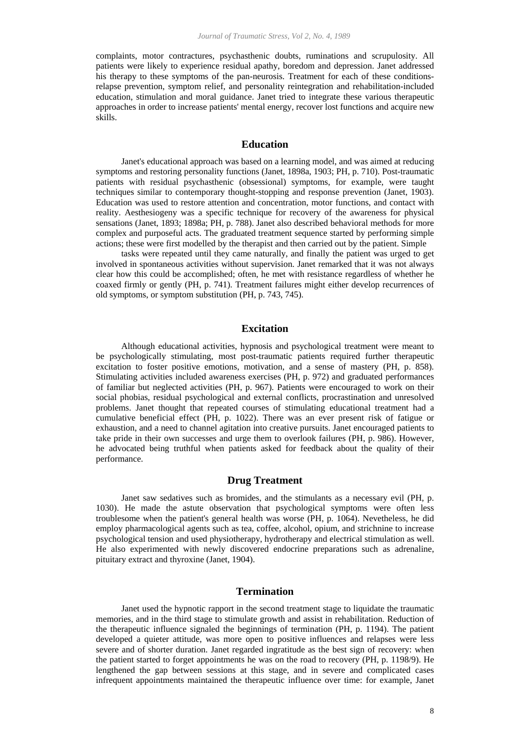complaints, motor contractures, psychasthenic doubts, ruminations and scrupulosity. All patients were likely to experience residual apathy, boredom and depression. Janet addressed his therapy to these symptoms of the pan-neurosis. Treatment for each of these conditions-relapse prevention, symptom relief, and personality reintegration and rehabilitation-included education, stimulation and moral guidance. Janet tried to integrate these various therapeutic approaches in order to increase patients' mental energy, recover lost functions and acquire new skills.

## Education

Janet's educational approach was based on a learning model, and was aimed at reducing symptoms and restoring personality functions (Janet, 1898a, 1903; PH, p. 710). Post-traumatic patients with residual psychasthenic (obsessional) symptoms, for example, were taught techniques similar to contemporary thought-stopping and response prevention (Janet, 1903). Education was used to restore attention and concentration, motor functions, and contact with reality. Aesthesiogeny was a specific technique for recovery of the awareness for physical sensations (Janet, 1893; 1898a; PH, p. 788). Janet also described behavioral methods for more complex and purposeful acts. The graduated treatment sequence started by performing simple actions; these were first modelled by the therapist and then carried out by the patient. Simple

tasks were repeated until they came naturally, and finally the patient was urged to get involved in spontaneous activities without supervision. Janet remarked that it was not always clear how this could be accomplished; often, he met with resistance regardless of whether he coaxed firmly or gently (PH, p. 741). Treatment failures might either develop recurrences of old symptoms, or symptom substitution (PH, p. 743, 745).

## Excitation

Although educational activities, hypnosis and psychological treatment were meant to be psychologically stimulating, most post-traumatic patients required further therapeutic excitation to foster positive emotions, motivation, and a sense of mastery (PH, p. 858). Stimulating activities included awareness exercises (PH, p. 972) and graduated performances of familiar but neglected activities (PH, p. 967). Patients were encouraged to work on their social phobias, residual psychological and external conflicts, procrastination and unresolved problems. Janet thought that repeated courses of stimulating educational treatment had a cumulative beneficial effect (PH, p. 1022). There was an ever present risk of fatigue or exhaustion, and a need to channel agitation into creative pursuits. Janet encouraged patients to take pride in their own successes and urge them to overlook failures (PH, p. 986). However, he advocated being truthful when patients asked for feedback about the quality of their performance.

## Drug Treatment

Janet saw sedatives such as bromides, and the stimulants as a necessary evil (PH, p. 1030). He made the astute observation that psychological symptoms were often less troublesome when the patient's general health was worse (PH, p. 1064). Nevetheless, he did employ pharmacological agents such as tea, coffee, alcohol, opium, and strichnine to increase psychological tension and used physiotherapy, hydrotherapy and electrical stimulation as well. He also experimented with newly discovered endocrine preparations such as adrenaline, pituitary extract and thyroxine (Janet, 1904).

## Termination

Janet used the hypnotic rapport in the second treatment stage to liquidate the traumatic memories, and in the third stage to stimulate growth and assist in rehabilitation. Reduction of the therapeutic influence signaled the beginnings of termination (PH, p. 1194). The patient developed a quieter attitude, was more open to positive influences and relapses were less severe and of shorter duration. Janet regarded ingratitude as the best sign of recovery: when the patient started to forget appointments he was on the road to recovery (PH, p. 1198/9). He lengthened the gap between sessions at this stage, and in severe and complicated cases infrequent appointments maintained the therapeutic influence over time: for example, Janet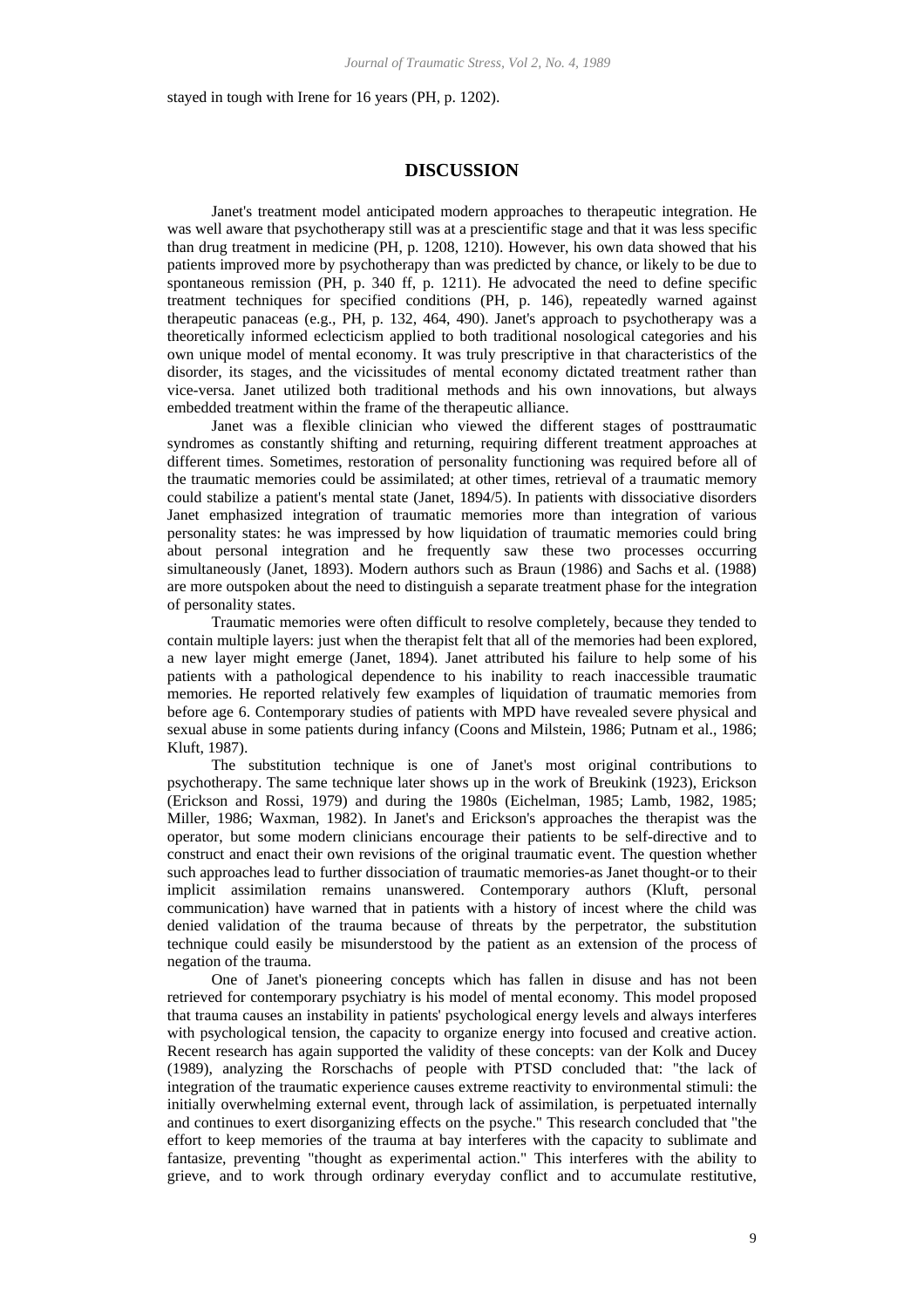stayed in tough with Irene for 16 years (PH, p. 1202).

## DISCUSSION

Janet's treatment model anticipated modern approaches to therapeutic integration. He was well aware that psychotherapy still was at a prescientific stage and that it was less specific than drug treatment in medicine (PH, p. 1208, 1210). However, his own data showed that his patients improved more by psychotherapy than was predicted by chance, or likely to be due to spontaneous remission (PH, p. 340 ff, p. 1211). He advocated the need to define specific treatment techniques for specified conditions (PH, p. 146), repeatedly warned against therapeutic panaceas (e.g., PH, p. 132, 464, 490). Janet's approach to psychotherapy was a theoretically informed eclecticism applied to both traditional nosological categories and his own unique model of mental economy. It was truly prescriptive in that characteristics of the disorder, its stages, and the vicissitudes of mental economy dictated treatment rather than vice-versa. Janet utilized both traditional methods and his own innovations, but always embedded treatment within the frame of the therapeutic alliance.

Janet was a flexible clinician who viewed the different stages of posttraumatic syndromes as constantly shifting and returning, requiring different treatment approaches at different times. Sometimes, restoration of personality functioning was required before all of the traumatic memories could be assimilated; at other times, retrieval of a traumatic memory could stabilize a patient's mental state (Janet, 1894/5). In patients with dissociative disorders Janet emphasized integration of traumatic memories more than integration of various personality states: he was impressed by how liquidation of traumatic memories could bring about personal integration and he frequently saw these two processes occurring simultaneously (Janet, 1893). Modern authors such as Braun (1986) and Sachs et al. (1988) are more outspoken about the need to distinguish a separate treatment phase for the integration of personality states.

Traumatic memories were often difficult to resolve completely, because they tended to contain multiple layers: just when the therapist felt that all of the memories had been explored, a new layer might emerge (Janet, 1894). Janet attributed his failure to help some of his patients with a pathological dependence to his inability to reach inaccessible traumatic memories. He reported relatively few examples of liquidation of traumatic memories from before age 6. Contemporary studies of patients with MPD have revealed severe physical and sexual abuse in some patients during infancy (Coons and Milstein, 1986; Putnam et al., 1986; Kluft, 1987).

The substitution technique is one of Janet's most original contributions to psychotherapy. The same technique later shows up in the work of Breukink (1923), Erickson (Erickson and Rossi, 1979) and during the 1980s (Eichelman, 1985; Lamb, 1982, 1985; Miller, 1986; Waxman, 1982). In Janet's and Erickson's approaches the therapist was the operator, but some modern clinicians encourage their patients to be self-directive and to construct and enact their own revisions of the original traumatic event. The question whether such approaches lead to further dissociation of traumatic memories-as Janet thought-or to their implicit assimilation remains unanswered. Contemporary authors (Kluft, personal communication) have warned that in patients with a history of incest where the child was denied validation of the trauma because of threats by the perpetrator, the substitution technique could easily be misunderstood by the patient as an extension of the process of negation of the trauma.

One of Janet's pioneering concepts which has fallen in disuse and has not been retrieved for contemporary psychiatry is his model of mental economy. This model proposed that trauma causes an instability in patients' psychological energy levels and always interferes with psychological tension, the capacity to organize energy into focused and creative action. Recent research has again supported the validity of these concepts: van der Kolk and Ducey (1989), analyzing the Rorschachs of people with PTSD concluded that: "the lack of integration of the traumatic experience causes extreme reactivity to environmental stimuli: the initially overwhelming external event, through lack of assimilation, is perpetuated internally and continues to exert disorganizing effects on the psyche." This research concluded that "the effort to keep memories of the trauma at bay interferes with the capacity to sublimate and fantasize, preventing "thought as experimental action." This interferes with the ability to grieve, and to work through ordinary everyday conflict and to accumulate restitutive,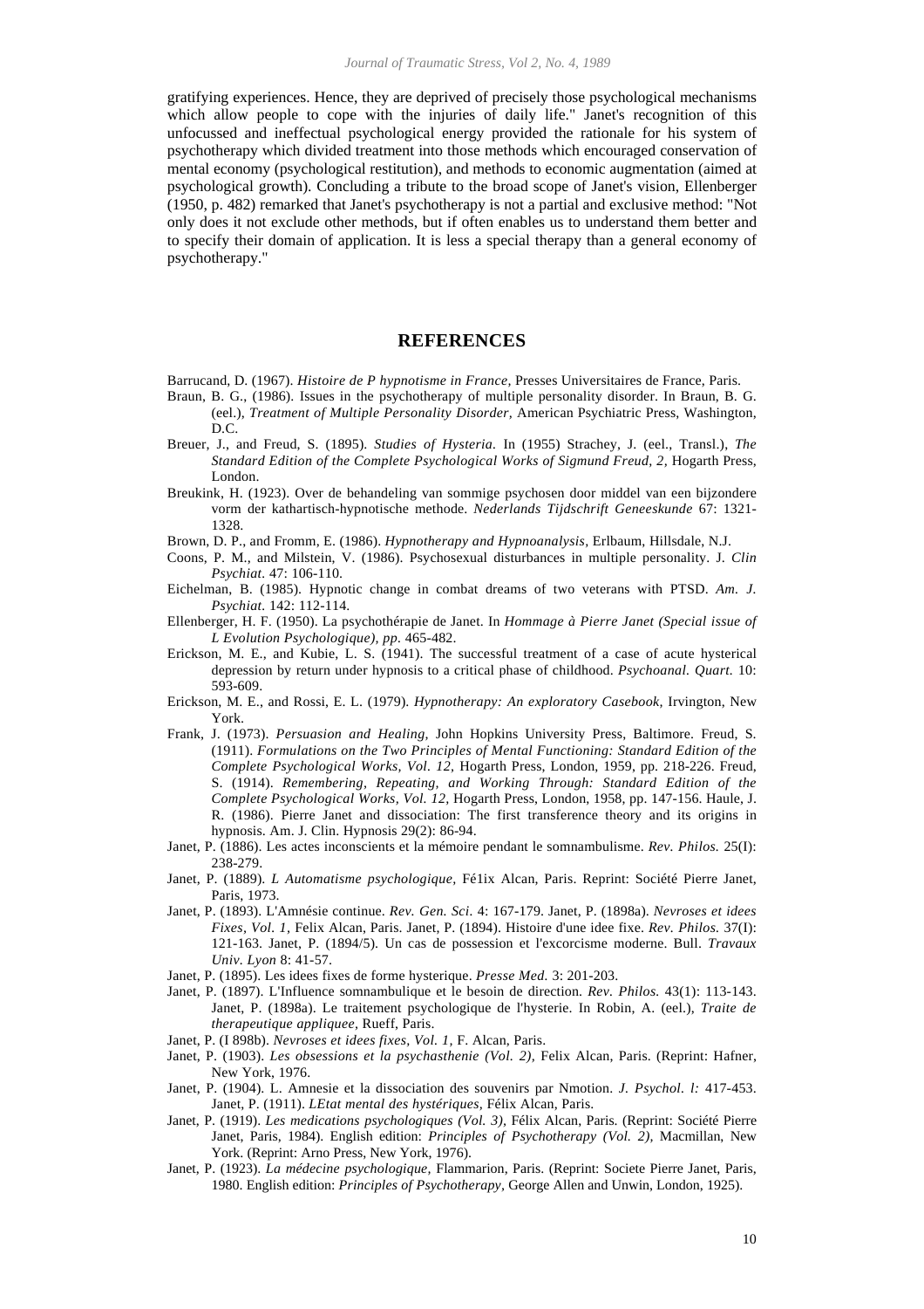gratifying experiences. Hence, they are deprived of precisely those psychological mechanisms which allow people to cope with the injuries of daily life." Janet's recognition of this unfocussed and ineffectual psychological energy provided the rationale for his system of psychotherapy which divided treatment into those methods which encouraged conservation of mental economy (psychological restitution), and methods to economic augmentation (aimed at psychological growth). Concluding a tribute to the broad scope of Janet's vision, Ellenberger (1950, p. 482) remarked that Janet's psychotherapy is not a partial and exclusive method: "Not only does it not exclude other methods, but if often enables us to understand them better and to specify their domain of application. It is less a special therapy than a general economy of psychotherapy."

## REFERENCES

Barrucand, D. (1967). *Histoire de P hypnotisme in France,* Presses Universitaires de France, Paris.

Braun, B. G., (1986). Issues in the psychotherapy of multiple personality disorder. In Braun, B. G. (eel.), *Treatment of Multiple Personality Disorder,* American Psychiatric Press, Washington, D.C.

Breuer, J., and Freud, S. (1895). *Studies of Hysteria.* In (1955) Strachey, J. (eel., Transl.), *The Standard Edition of the Complete Psychological Works of Sigmund Freud, 2,* Hogarth Press, London.

Breukink, H. (1923). Over de behandeling van sommige psychosen door middel van een bijzondere vorm der kathartisch-hypnotische methode. *Nederlands Tijdschrift Geneeskunde* 67: 1321-1328.

Brown, D. P., and Fromm, E. (1986). *Hypnotherapy and Hypnoanalysis,* Erlbaum, Hillsdale, N.J.

Coons, P. M., and Milstein, V. (1986). Psychosexual disturbances in multiple personality. J. *Clin Psychiat*. 47: 106-110.

Eichelman, B. (1985). Hypnotic change in combat dreams of two veterans with PTSD. *Am. J. Psychiat*. 142: 112-114.

Ellenberger, H. F. (1950). La psychothérapie de Janet. In *Hommage à Pierre Janet (Special issue of L Evolution Psychologique), pp*. 465-482.

Erickson, M. E., and Kubie, L. S. (1941). The successful treatment of a case of acute hysterical depression by return under hypnosis to a critical phase of childhood. *Psychoanal. Quart*. 10: 593-609.

Erickson, M. E., and Rossi, E. L. (1979). *Hypnotherapy: An exploratory Casebook,* Irvington, New York.

Frank, J. (1973). *Persuasion and Healing,* John Hopkins University Press, Baltimore. Freud, S. (1911). *Formulations on the Two Principles of Mental Functioning: Standard Edition of the Complete Psychological Works, Vol. 12,* Hogarth Press, London, 1959, pp. 218-226. Freud, S. (1914). *Remembering, Repeating, and Working Through: Standard Edition of the Complete Psychological Works, Vol. 12,* Hogarth Press, London, 1958, pp. 147-156. Haule, J. R. (1986). Pierre Janet and dissociation: The first transference theory and its origins in hypnosis. Am. J. Clin. Hypnosis 29(2): 86-94.

Janet, P. (1886). Les actes inconscients et la mémoire pendant le somnambulisme. *Rev. Philos*. 25(I): 238-279.

Janet, P. (1889). *L Automatisme psychologique,* Fé1ix Alcan, Paris. Reprint: Société Pierre Janet, Paris, 1973.

Janet, P. (1893). L'Amnésie continue. *Rev. Gen. Sci*. 4: 167-179. Janet, P. (1898a). *Nevroses et idees Fixes, Vol. 1,* Felix Alcan, Paris. Janet, P. (1894). Histoire d'une idee fixe. *Rev. Philos*. 37(I): 121-163. Janet, P. (1894/5). Un cas de possession et l'excorcisme moderne. Bull. *Travaux Univ. Lyon* 8: 41-57.

Janet, P. (1895). Les idees fixes de forme hysterique. *Presse Med*. 3: 201-203.

Janet, P. (1897). L'Influence somnambulique et le besoin de direction. *Rev. Philos*. 43(1): 113-143. Janet, P. (1898a). Le traitement psychologique de l'hysterie. In Robin, A. (eel.), *Traite de therapeutique appliquee,* Rueff, Paris.

Janet, P. (I 898b). *Nevroses et idees fixes, Vol. 1,* F. Alcan, Paris.

Janet, P. (1903). *Les obsessions et la psychasthenie (Vol. 2),* Felix Alcan, Paris. (Reprint: Hafner, New York, 1976.

Janet, P. (1904). L. Amnesie et la dissociation des souvenirs par Nmotion. *J. Psychol. l:* 417-453. Janet, P. (1911). *LEtat mental des hystériques,* Félix Alcan, Paris.

Janet, P. (1919). *Les medications psychologiques (Vol. 3),* Félix Alcan, Paris. (Reprint: Société Pierre Janet, Paris, 1984). English edition: *Principles of Psychotherapy (Vol. 2),* Macmillan, New York. (Reprint: Arno Press, New York, 1976).

Janet, P. (1923). *La médecine psychologique,* Flammarion, Paris. (Reprint: Societe Pierre Janet, Paris, 1980. English edition: *Principles of Psychotherapy*, George Allen and Unwin, London, 1925).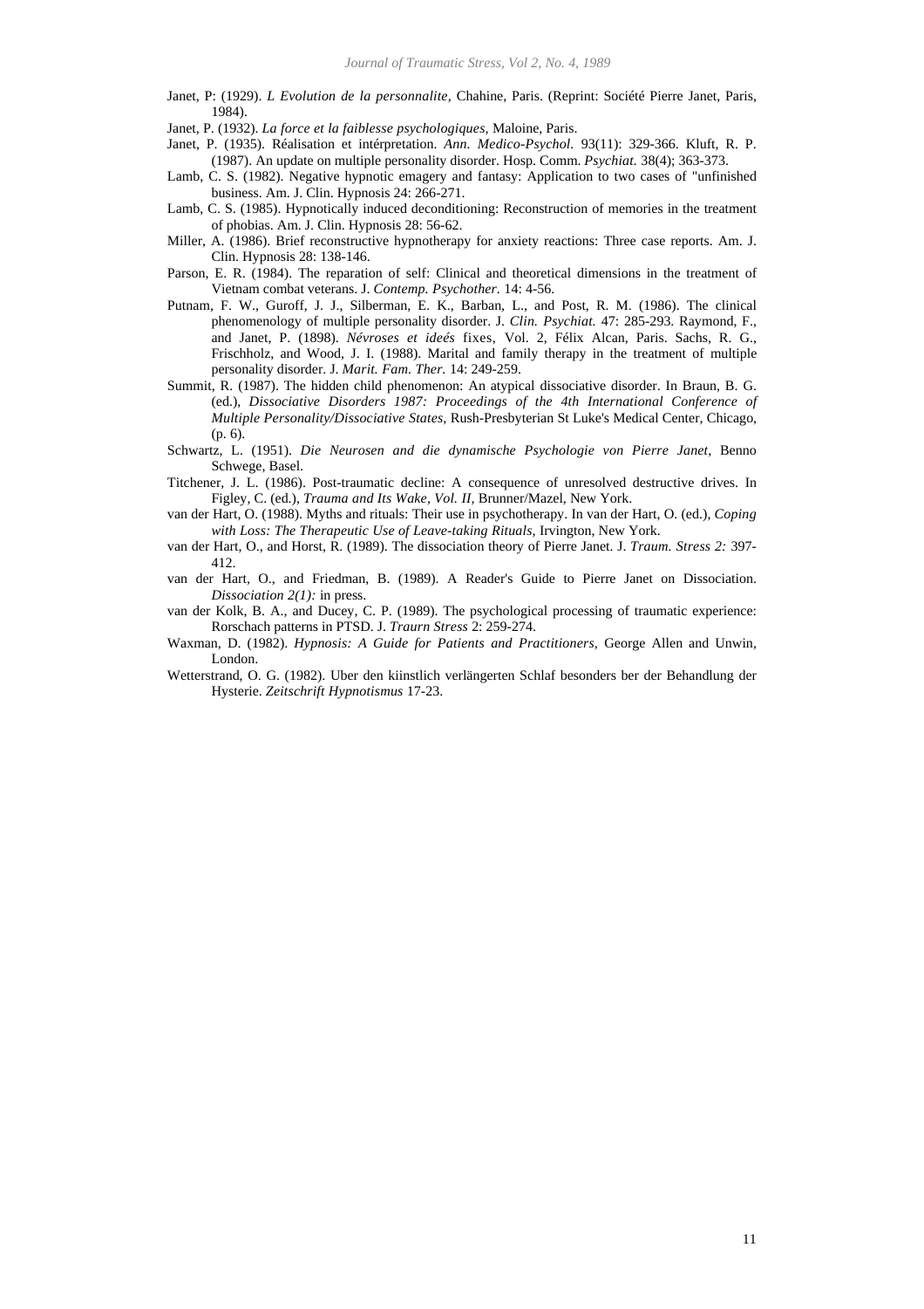Janet, P: (1929). *L Evolution de la personnalite,* Chahine, Paris. (Reprint: Société Pierre Janet, Paris, 1984).

Janet, P. (1932). *La force et la faiblesse psychologiques,* Maloine, Paris.

Janet, P. (1935). Réalisation et intérpretation. *Ann. Medico-Psychol.* 93(11): 329-366. Kluft, R. P. (1987). An update on multiple personality disorder. Hosp. Comm. *Psychiat*. 38(4); 363-373.

Lamb, C. S. (1982). Negative hypnotic emagery and fantasy: Application to two cases of "unfinished business. Am. J. Clin. Hypnosis 24: 266-271.

Lamb, C. S. (1985). Hypnotically induced deconditioning: Reconstruction of memories in the treatment of phobias. Am. J. Clin. Hypnosis 28: 56-62.

Miller, A. (1986). Brief reconstructive hypnotherapy for anxiety reactions: Three case reports. Am. J. Clin. Hypnosis 28: 138-146.

Parson, E. R. (1984). The reparation of self: Clinical and theoretical dimensions in the treatment of Vietnam combat veterans. J. *Contemp. Psychother.* 14: 4-56.

Putnam, F. W., Guroff, J. J., Silberman, E. K., Barban, L., and Post, R. M. (1986). The clinical phenomenology of multiple personality disorder. J. *Clin. Psychiat.* 47: 285-293. Raymond, F., and Janet, P. (1898). *Névroses et ideés* fixes, Vol. 2, Félix Alcan, Paris. Sachs, R. G., Frischholz, and Wood, J. I. (1988). Marital and family therapy in the treatment of multiple personality disorder. J. *Marit. Fam. Ther.* 14: 249-259.

Summit, R. (1987). The hidden child phenomenon: An atypical dissociative disorder. In Braun, B. G. (ed.), *Dissociative Disorders 1987: Proceedings of the 4th International Conference of Multiple Personality/Dissociative States,* Rush-Presbyterian St Luke's Medical Center, Chicago, (p. 6).

Schwartz, L. (1951). *Die Neurosen and die dynamische Psychologie von Pierre Janet,* Benno Schwege, Basel.

Titchener, J. L. (1986). Post-traumatic decline: A consequence of unresolved destructive drives. In Figley, C. (ed.), *Trauma and Its Wake, Vol. II,* Brunner/Mazel, New York.

van der Hart, O. (1988). Myths and rituals: Their use in psychotherapy. In van der Hart, O. (ed.), *Coping with Loss: The Therapeutic Use of Leave-taking Rituals,* Irvington, New York.

van der Hart, O., and Horst, R. (1989). The dissociation theory of Pierre Janet. J. *Traum. Stress 2:* 397-412.

van der Hart, O., and Friedman, B. (1989). A Reader's Guide to Pierre Janet on Dissociation. *Dissociation 2(1):* in press.

van der Kolk, B. A., and Ducey, C. P. (1989). The psychological processing of traumatic experience: Rorschach patterns in PTSD. J. *Traurn Stress* 2: 259-274.

Waxman, D. (1982). *Hypnosis: A Guide for Patients and Practitioners,* George Allen and Unwin, London.

Wetterstrand, O. G. (1982). Uber den kiinstlich verlängerten Schlaf besonders ber der Behandlung der Hysterie. *Zeitschrift Hypnotismus* 17-23.